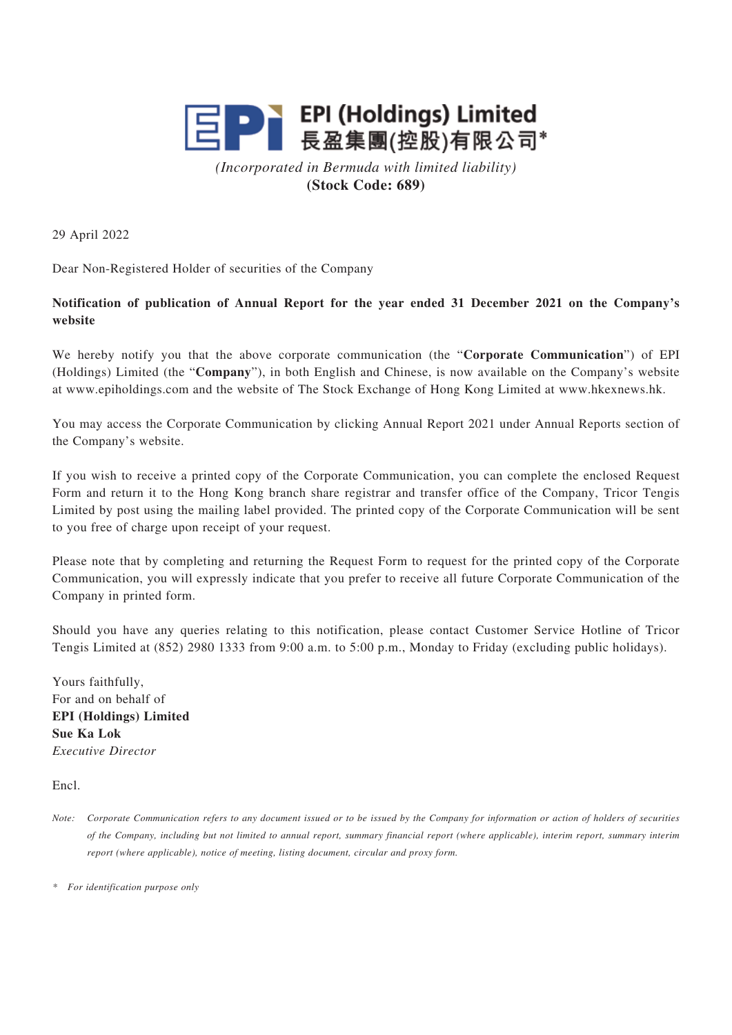# EPI (Holdings) Limited
# 長盈集團(控股)有限公司*

*(Incorporated in Bermuda with limited liability)*
**(Stock Code: 689)**

29 April 2022

Dear Non-Registered Holder of securities of the Company

**Notification of publication of Annual Report for the year ended 31 December 2021 on the Company's website**

We hereby notify you that the above corporate communication (the "**Corporate Communication**") of EPI (Holdings) Limited (the "**Company**"), in both English and Chinese, is now available on the Company's website at www.epiholdings.com and the website of The Stock Exchange of Hong Kong Limited at www.hkexnews.hk.

You may access the Corporate Communication by clicking Annual Report 2021 under Annual Reports section of the Company's website.

If you wish to receive a printed copy of the Corporate Communication, you can complete the enclosed Request Form and return it to the Hong Kong branch share registrar and transfer office of the Company, Tricor Tengis Limited by post using the mailing label provided. The printed copy of the Corporate Communication will be sent to you free of charge upon receipt of your request.

Please note that by completing and returning the Request Form to request for the printed copy of the Corporate Communication, you will expressly indicate that you prefer to receive all future Corporate Communication of the Company in printed form.

Should you have any queries relating to this notification, please contact Customer Service Hotline of Tricor Tengis Limited at (852) 2980 1333 from 9:00 a.m. to 5:00 p.m., Monday to Friday (excluding public holidays).

Yours faithfully,
For and on behalf of
**EPI (Holdings) Limited**
**Sue Ka Lok**
*Executive Director*

Encl.

*Note: Corporate Communication refers to any document issued or to be issued by the Company for information or action of holders of securities of the Company, including but not limited to annual report, summary financial report (where applicable), interim report, summary interim report (where applicable), notice of meeting, listing document, circular and proxy form.*

\* *For identification purpose only*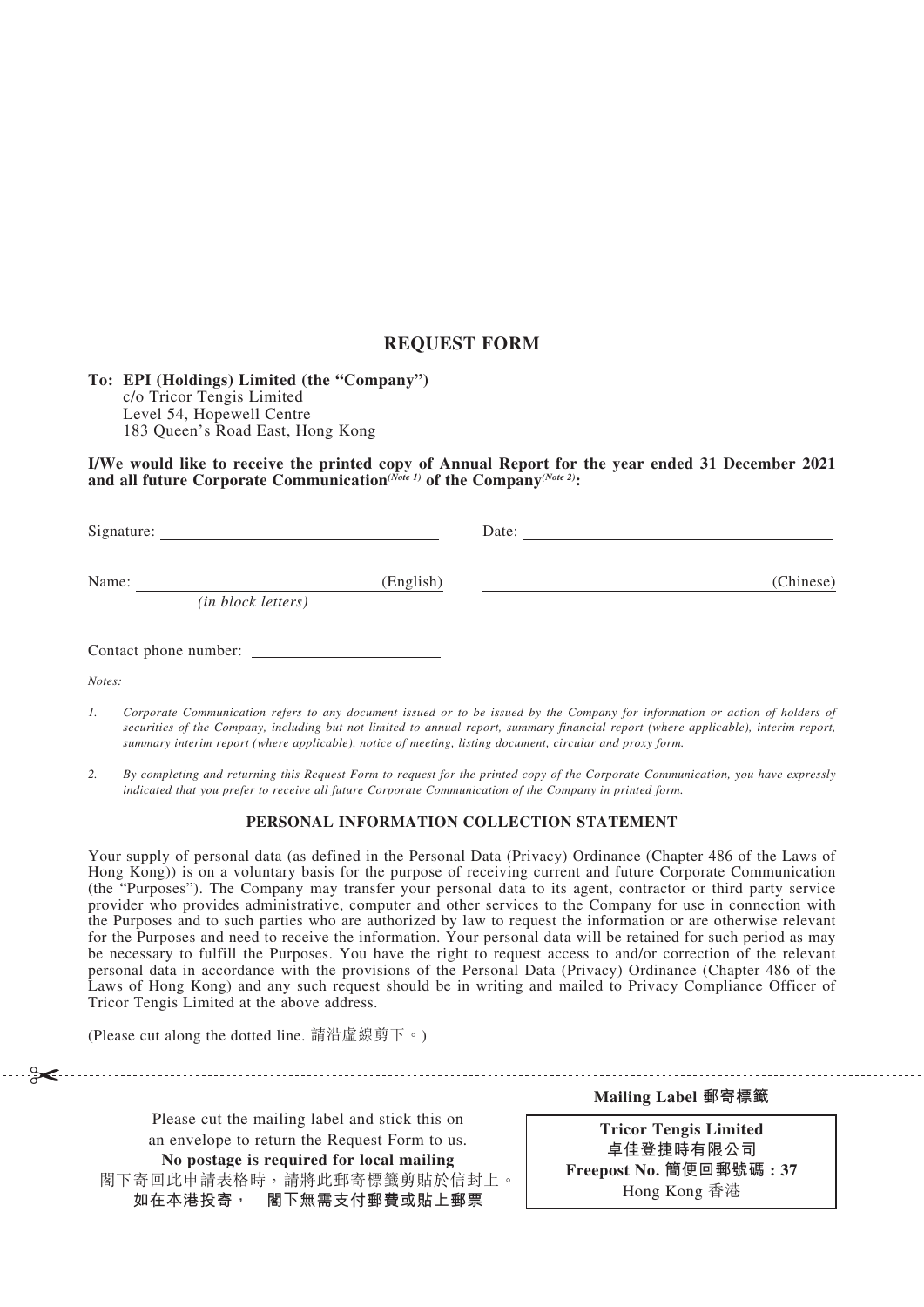# REQUEST FORM

**To: EPI (Holdings) Limited (the "Company")**
c/o Tricor Tengis Limited
Level 54, Hopewell Centre
183 Queen's Road East, Hong Kong

**I/We would like to receive the printed copy of Annual Report for the year ended 31 December 2021 and all future Corporate Communication*(Note 1)* of the Company*(Note 2)*:**

Signature: ______________________ Date: ______________________

Name: ______________________ (English) ______________________ (Chinese)
*(in block letters)*

Contact phone number: ______________________

*Notes:*

1. *Corporate Communication refers to any document issued or to be issued by the Company for information or action of holders of securities of the Company, including but not limited to annual report, summary financial report (where applicable), interim report, summary interim report (where applicable), notice of meeting, listing document, circular and proxy form.*

2. *By completing and returning this Request Form to request for the printed copy of the Corporate Communication, you have expressly indicated that you prefer to receive all future Corporate Communication of the Company in printed form.*

## PERSONAL INFORMATION COLLECTION STATEMENT

Your supply of personal data (as defined in the Personal Data (Privacy) Ordinance (Chapter 486 of the Laws of Hong Kong)) is on a voluntary basis for the purpose of receiving current and future Corporate Communication (the "Purposes"). The Company may transfer your personal data to its agent, contractor or third party service provider who provides administrative, computer and other services to the Company for use in connection with the Purposes and to such parties who are authorized by law to request the information or are otherwise relevant for the Purposes and need to receive the information. Your personal data will be retained for such period as may be necessary to fulfill the Purposes. You have the right to request access to and/or correction of the relevant personal data in accordance with the provisions of the Personal Data (Privacy) Ordinance (Chapter 486 of the Laws of Hong Kong) and any such request should be in writing and mailed to Privacy Compliance Officer of Tricor Tengis Limited at the above address.

(Please cut along the dotted line. 請沿虛線剪下。)

---

Please cut the mailing label and stick this on an envelope to return the Request Form to us.
**No postage is required for local mailing**
閣下寄回此申請表格時，請將此郵寄標籤剪貼於信封上。
**如在本港投寄， 閣下無需支付郵費或貼上郵票**

**Mailing Label 郵寄標籤**

**Tricor Tengis Limited**
**卓佳登捷時有限公司**
**Freepost No. 簡便回郵號碼：37**
Hong Kong 香港